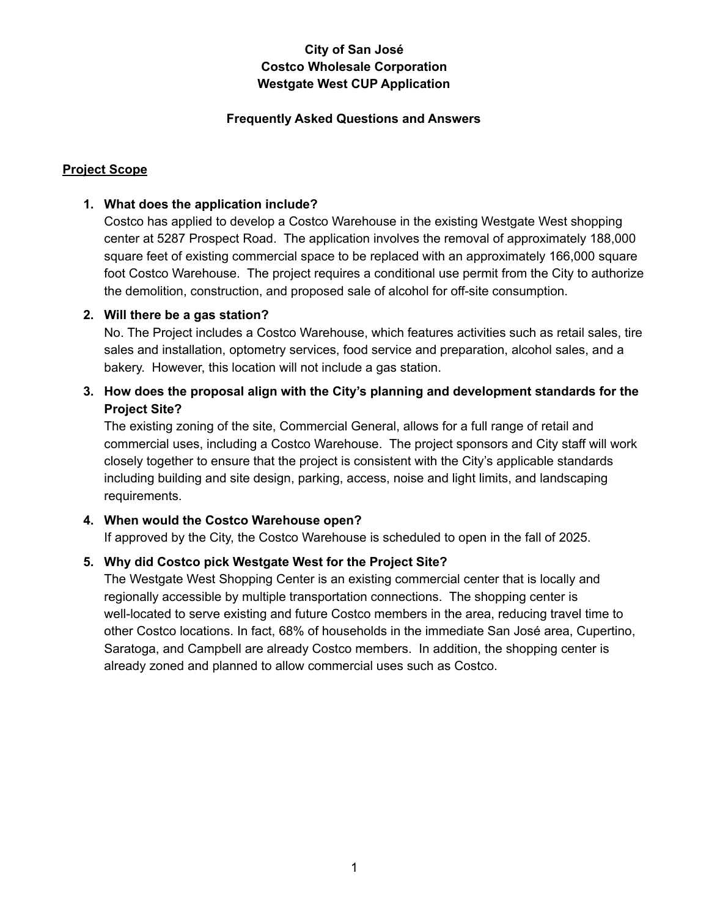# City of San José
# Costco Wholesale Corporation
# Westgate West CUP Application

## Frequently Asked Questions and Answers

### Project Scope

1. **What does the application include?**
   Costco has applied to develop a Costco Warehouse in the existing Westgate West shopping center at 5287 Prospect Road. The application involves the removal of approximately 188,000 square feet of existing commercial space to be replaced with an approximately 166,000 square foot Costco Warehouse. The project requires a conditional use permit from the City to authorize the demolition, construction, and proposed sale of alcohol for off-site consumption.

2. **Will there be a gas station?**
   No. The Project includes a Costco Warehouse, which features activities such as retail sales, tire sales and installation, optometry services, food service and preparation, alcohol sales, and a bakery. However, this location will not include a gas station.

3. **How does the proposal align with the City's planning and development standards for the Project Site?**
   The existing zoning of the site, Commercial General, allows for a full range of retail and commercial uses, including a Costco Warehouse. The project sponsors and City staff will work closely together to ensure that the project is consistent with the City's applicable standards including building and site design, parking, access, noise and light limits, and landscaping requirements.

4. **When would the Costco Warehouse open?**
   If approved by the City, the Costco Warehouse is scheduled to open in the fall of 2025.

5. **Why did Costco pick Westgate West for the Project Site?**
   The Westgate West Shopping Center is an existing commercial center that is locally and regionally accessible by multiple transportation connections. The shopping center is well-located to serve existing and future Costco members in the area, reducing travel time to other Costco locations. In fact, 68% of households in the immediate San José area, Cupertino, Saratoga, and Campbell are already Costco members. In addition, the shopping center is already zoned and planned to allow commercial uses such as Costco.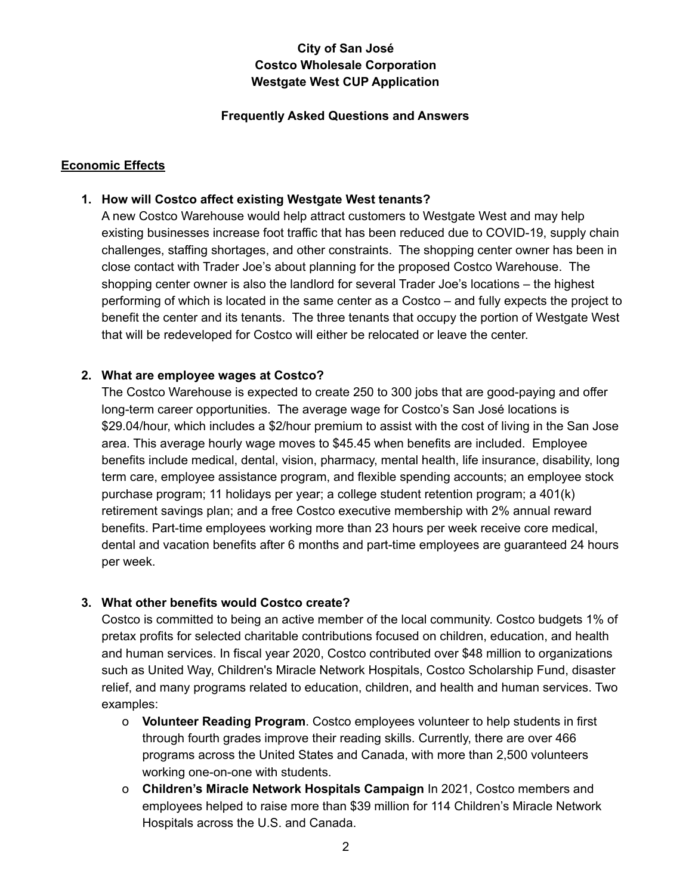**City of San José**
**Costco Wholesale Corporation**
**Westgate West CUP Application**

**Frequently Asked Questions and Answers**

## Economic Effects

1. **How will Costco affect existing Westgate West tenants?**
   A new Costco Warehouse would help attract customers to Westgate West and may help existing businesses increase foot traffic that has been reduced due to COVID-19, supply chain challenges, staffing shortages, and other constraints. The shopping center owner has been in close contact with Trader Joe's about planning for the proposed Costco Warehouse. The shopping center owner is also the landlord for several Trader Joe's locations – the highest performing of which is located in the same center as a Costco – and fully expects the project to benefit the center and its tenants. The three tenants that occupy the portion of Westgate West that will be redeveloped for Costco will either be relocated or leave the center.

2. **What are employee wages at Costco?**
   The Costco Warehouse is expected to create 250 to 300 jobs that are good-paying and offer long-term career opportunities. The average wage for Costco's San José locations is $29.04/hour, which includes a $2/hour premium to assist with the cost of living in the San Jose area. This average hourly wage moves to $45.45 when benefits are included. Employee benefits include medical, dental, vision, pharmacy, mental health, life insurance, disability, long term care, employee assistance program, and flexible spending accounts; an employee stock purchase program; 11 holidays per year; a college student retention program; a 401(k) retirement savings plan; and a free Costco executive membership with 2% annual reward benefits. Part-time employees working more than 23 hours per week receive core medical, dental and vacation benefits after 6 months and part-time employees are guaranteed 24 hours per week.

3. **What other benefits would Costco create?**
   Costco is committed to being an active member of the local community. Costco budgets 1% of pretax profits for selected charitable contributions focused on children, education, and health and human services. In fiscal year 2020, Costco contributed over $48 million to organizations such as United Way, Children's Miracle Network Hospitals, Costco Scholarship Fund, disaster relief, and many programs related to education, children, and health and human services. Two examples:
   - **Volunteer Reading Program**. Costco employees volunteer to help students in first through fourth grades improve their reading skills. Currently, there are over 466 programs across the United States and Canada, with more than 2,500 volunteers working one-on-one with students.
   - **Children's Miracle Network Hospitals Campaign** In 2021, Costco members and employees helped to raise more than $39 million for 114 Children's Miracle Network Hospitals across the U.S. and Canada.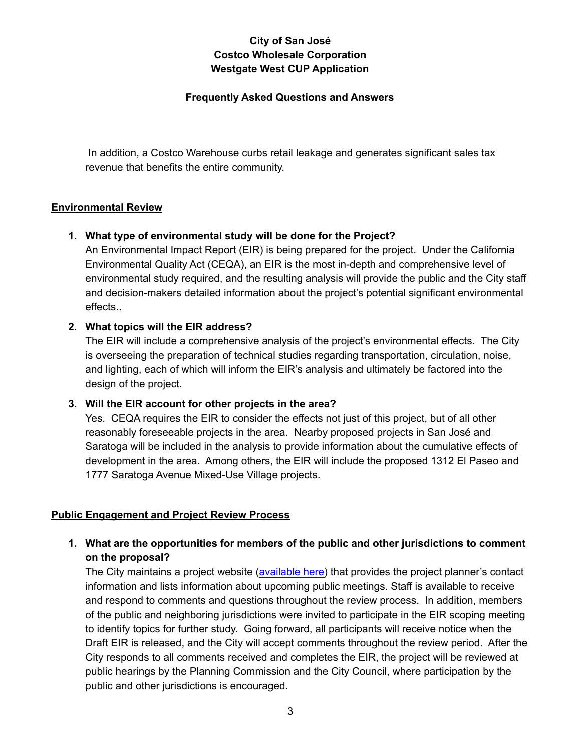In addition, a Costco Warehouse curbs retail leakage and generates significant sales tax revenue that benefits the entire community.

## Environmental Review

1. **What type of environmental study will be done for the Project?**
   An Environmental Impact Report (EIR) is being prepared for the project. Under the California Environmental Quality Act (CEQA), an EIR is the most in-depth and comprehensive level of environmental study required, and the resulting analysis will provide the public and the City staff and decision-makers detailed information about the project's potential significant environmental effects..

2. **What topics will the EIR address?**
   The EIR will include a comprehensive analysis of the project's environmental effects. The City is overseeing the preparation of technical studies regarding transportation, circulation, noise, and lighting, each of which will inform the EIR's analysis and ultimately be factored into the design of the project.

3. **Will the EIR account for other projects in the area?**
   Yes. CEQA requires the EIR to consider the effects not just of this project, but of all other reasonably foreseeable projects in the area. Nearby proposed projects in San José and Saratoga will be included in the analysis to provide information about the cumulative effects of development in the area. Among others, the EIR will include the proposed 1312 El Paseo and 1777 Saratoga Avenue Mixed-Use Village projects.

## Public Engagement and Project Review Process

1. **What are the opportunities for members of the public and other jurisdictions to comment on the proposal?**
   The City maintains a project website (available here) that provides the project planner's contact information and lists information about upcoming public meetings. Staff is available to receive and respond to comments and questions throughout the review process. In addition, members of the public and neighboring jurisdictions were invited to participate in the EIR scoping meeting to identify topics for further study. Going forward, all participants will receive notice when the Draft EIR is released, and the City will accept comments throughout the review period. After the City responds to all comments received and completes the EIR, the project will be reviewed at public hearings by the Planning Commission and the City Council, where participation by the public and other jurisdictions is encouraged.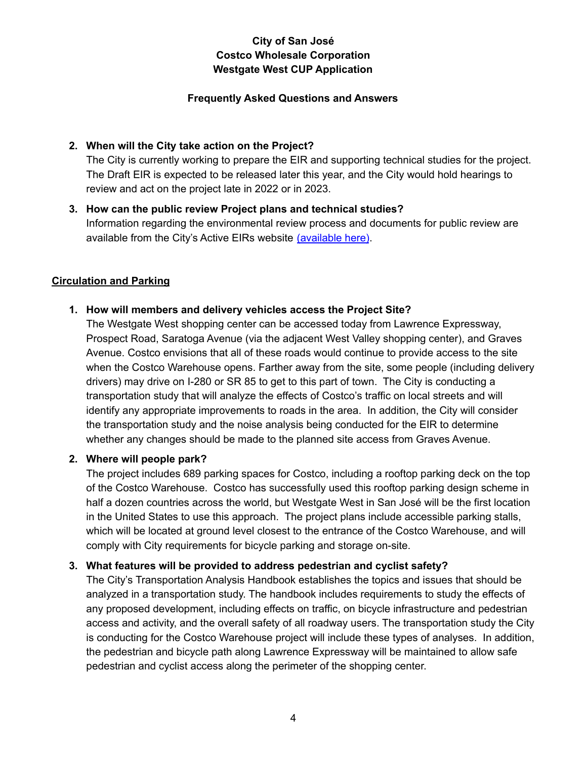**City of San José**
**Costco Wholesale Corporation**
**Westgate West CUP Application**

**Frequently Asked Questions and Answers**

2. **When will the City take action on the Project?**
   The City is currently working to prepare the EIR and supporting technical studies for the project. The Draft EIR is expected to be released later this year, and the City would hold hearings to review and act on the project late in 2022 or in 2023.

3. **How can the public review Project plans and technical studies?**
   Information regarding the environmental review process and documents for public review are available from the City's Active EIRs website (available here).

## Circulation and Parking

1. **How will members and delivery vehicles access the Project Site?**
   The Westgate West shopping center can be accessed today from Lawrence Expressway, Prospect Road, Saratoga Avenue (via the adjacent West Valley shopping center), and Graves Avenue. Costco envisions that all of these roads would continue to provide access to the site when the Costco Warehouse opens. Farther away from the site, some people (including delivery drivers) may drive on I-280 or SR 85 to get to this part of town. The City is conducting a transportation study that will analyze the effects of Costco's traffic on local streets and will identify any appropriate improvements to roads in the area. In addition, the City will consider the transportation study and the noise analysis being conducted for the EIR to determine whether any changes should be made to the planned site access from Graves Avenue.

2. **Where will people park?**
   The project includes 689 parking spaces for Costco, including a rooftop parking deck on the top of the Costco Warehouse. Costco has successfully used this rooftop parking design scheme in half a dozen countries across the world, but Westgate West in San José will be the first location in the United States to use this approach. The project plans include accessible parking stalls, which will be located at ground level closest to the entrance of the Costco Warehouse, and will comply with City requirements for bicycle parking and storage on-site.

3. **What features will be provided to address pedestrian and cyclist safety?**
   The City's Transportation Analysis Handbook establishes the topics and issues that should be analyzed in a transportation study. The handbook includes requirements to study the effects of any proposed development, including effects on traffic, on bicycle infrastructure and pedestrian access and activity, and the overall safety of all roadway users. The transportation study the City is conducting for the Costco Warehouse project will include these types of analyses. In addition, the pedestrian and bicycle path along Lawrence Expressway will be maintained to allow safe pedestrian and cyclist access along the perimeter of the shopping center.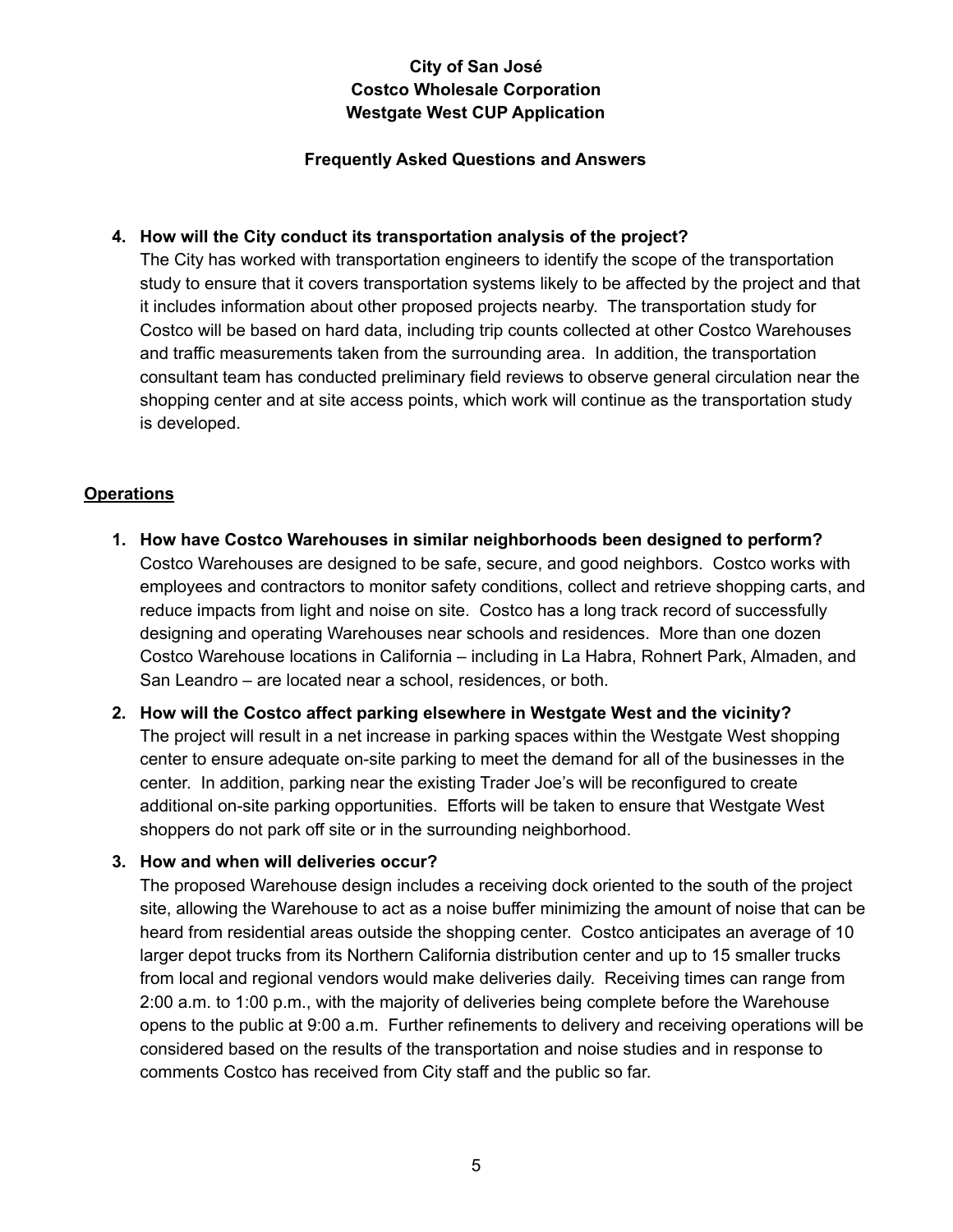4. **How will the City conduct its transportation analysis of the project?**
   The City has worked with transportation engineers to identify the scope of the transportation study to ensure that it covers transportation systems likely to be affected by the project and that it includes information about other proposed projects nearby. The transportation study for Costco will be based on hard data, including trip counts collected at other Costco Warehouses and traffic measurements taken from the surrounding area. In addition, the transportation consultant team has conducted preliminary field reviews to observe general circulation near the shopping center and at site access points, which work will continue as the transportation study is developed.

## Operations

1. **How have Costco Warehouses in similar neighborhoods been designed to perform?**
   Costco Warehouses are designed to be safe, secure, and good neighbors. Costco works with employees and contractors to monitor safety conditions, collect and retrieve shopping carts, and reduce impacts from light and noise on site. Costco has a long track record of successfully designing and operating Warehouses near schools and residences. More than one dozen Costco Warehouse locations in California – including in La Habra, Rohnert Park, Almaden, and San Leandro – are located near a school, residences, or both.

2. **How will the Costco affect parking elsewhere in Westgate West and the vicinity?**
   The project will result in a net increase in parking spaces within the Westgate West shopping center to ensure adequate on-site parking to meet the demand for all of the businesses in the center. In addition, parking near the existing Trader Joe's will be reconfigured to create additional on-site parking opportunities. Efforts will be taken to ensure that Westgate West shoppers do not park off site or in the surrounding neighborhood.

3. **How and when will deliveries occur?**
   The proposed Warehouse design includes a receiving dock oriented to the south of the project site, allowing the Warehouse to act as a noise buffer minimizing the amount of noise that can be heard from residential areas outside the shopping center. Costco anticipates an average of 10 larger depot trucks from its Northern California distribution center and up to 15 smaller trucks from local and regional vendors would make deliveries daily. Receiving times can range from 2:00 a.m. to 1:00 p.m., with the majority of deliveries being complete before the Warehouse opens to the public at 9:00 a.m. Further refinements to delivery and receiving operations will be considered based on the results of the transportation and noise studies and in response to comments Costco has received from City staff and the public so far.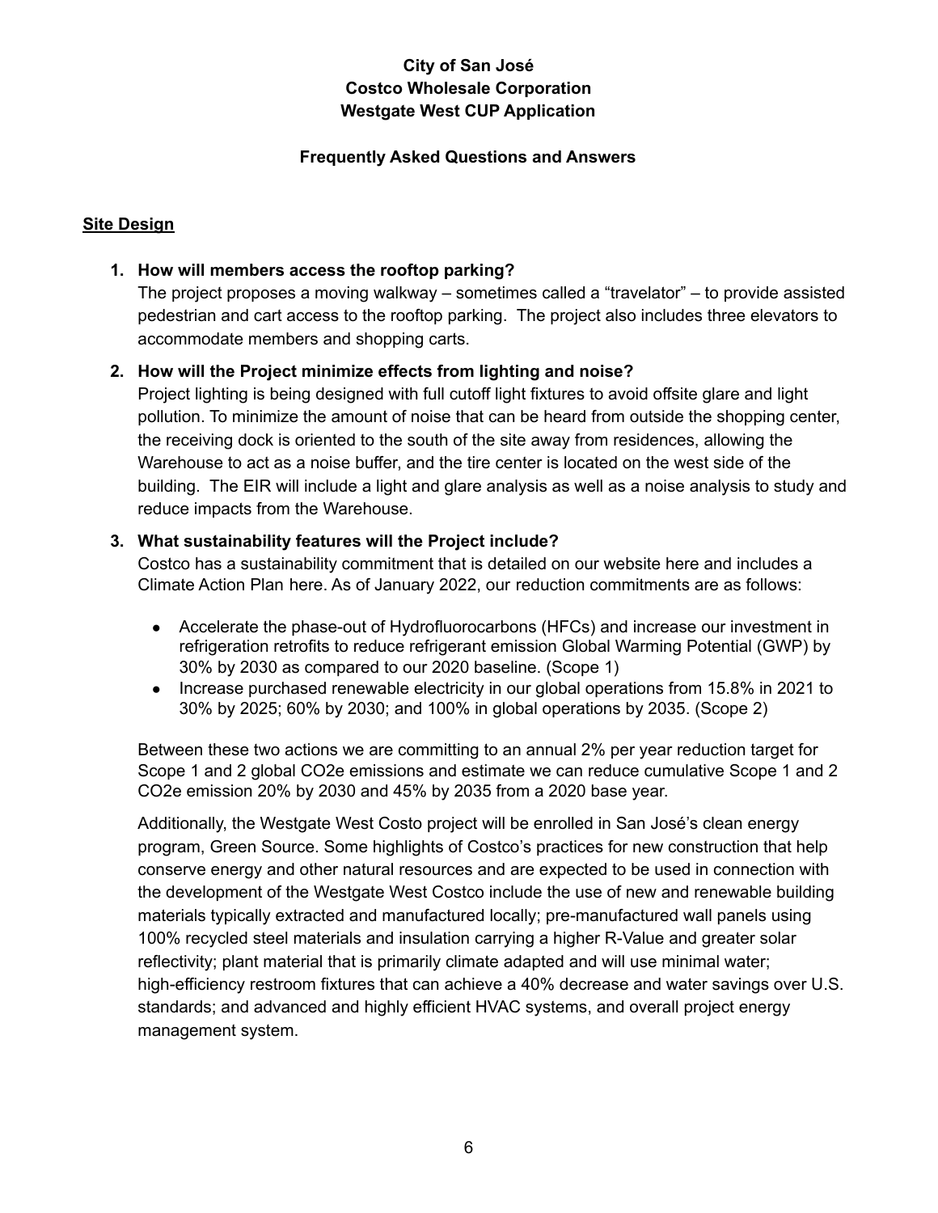**City of San José**
**Costco Wholesale Corporation**
**Westgate West CUP Application**

**Frequently Asked Questions and Answers**

## Site Design

1. **How will members access the rooftop parking?**
   The project proposes a moving walkway – sometimes called a "travelator" – to provide assisted pedestrian and cart access to the rooftop parking. The project also includes three elevators to accommodate members and shopping carts.

2. **How will the Project minimize effects from lighting and noise?**
   Project lighting is being designed with full cutoff light fixtures to avoid offsite glare and light pollution. To minimize the amount of noise that can be heard from outside the shopping center, the receiving dock is oriented to the south of the site away from residences, allowing the Warehouse to act as a noise buffer, and the tire center is located on the west side of the building. The EIR will include a light and glare analysis as well as a noise analysis to study and reduce impacts from the Warehouse.

3. **What sustainability features will the Project include?**
   Costco has a sustainability commitment that is detailed on our website here and includes a Climate Action Plan here. As of January 2022, our reduction commitments are as follows:

   - Accelerate the phase-out of Hydrofluorocarbons (HFCs) and increase our investment in refrigeration retrofits to reduce refrigerant emission Global Warming Potential (GWP) by 30% by 2030 as compared to our 2020 baseline. (Scope 1)
   - Increase purchased renewable electricity in our global operations from 15.8% in 2021 to 30% by 2025; 60% by 2030; and 100% in global operations by 2035. (Scope 2)

   Between these two actions we are committing to an annual 2% per year reduction target for Scope 1 and 2 global $CO_2e$ emissions and estimate we can reduce cumulative Scope 1 and 2 $CO_2e$ emission 20% by 2030 and 45% by 2035 from a 2020 base year.

   Additionally, the Westgate West Costo project will be enrolled in San José's clean energy program, Green Source. Some highlights of Costco's practices for new construction that help conserve energy and other natural resources and are expected to be used in connection with the development of the Westgate West Costco include the use of new and renewable building materials typically extracted and manufactured locally; pre-manufactured wall panels using 100% recycled steel materials and insulation carrying a higher R-Value and greater solar reflectivity; plant material that is primarily climate adapted and will use minimal water; high-efficiency restroom fixtures that can achieve a 40% decrease and water savings over U.S. standards; and advanced and highly efficient HVAC systems, and overall project energy management system.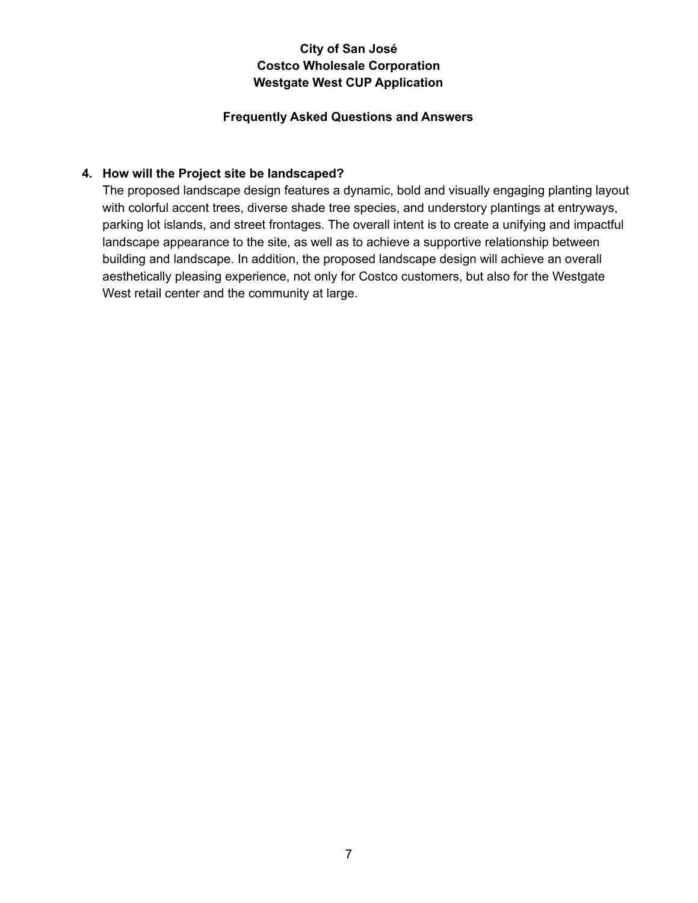**4. How will the Project site be landscaped?**

The proposed landscape design features a dynamic, bold and visually engaging planting layout with colorful accent trees, diverse shade tree species, and understory plantings at entryways, parking lot islands, and street frontages. The overall intent is to create a unifying and impactful landscape appearance to the site, as well as to achieve a supportive relationship between building and landscape. In addition, the proposed landscape design will achieve an overall aesthetically pleasing experience, not only for Costco customers, but also for the Westgate West retail center and the community at large.